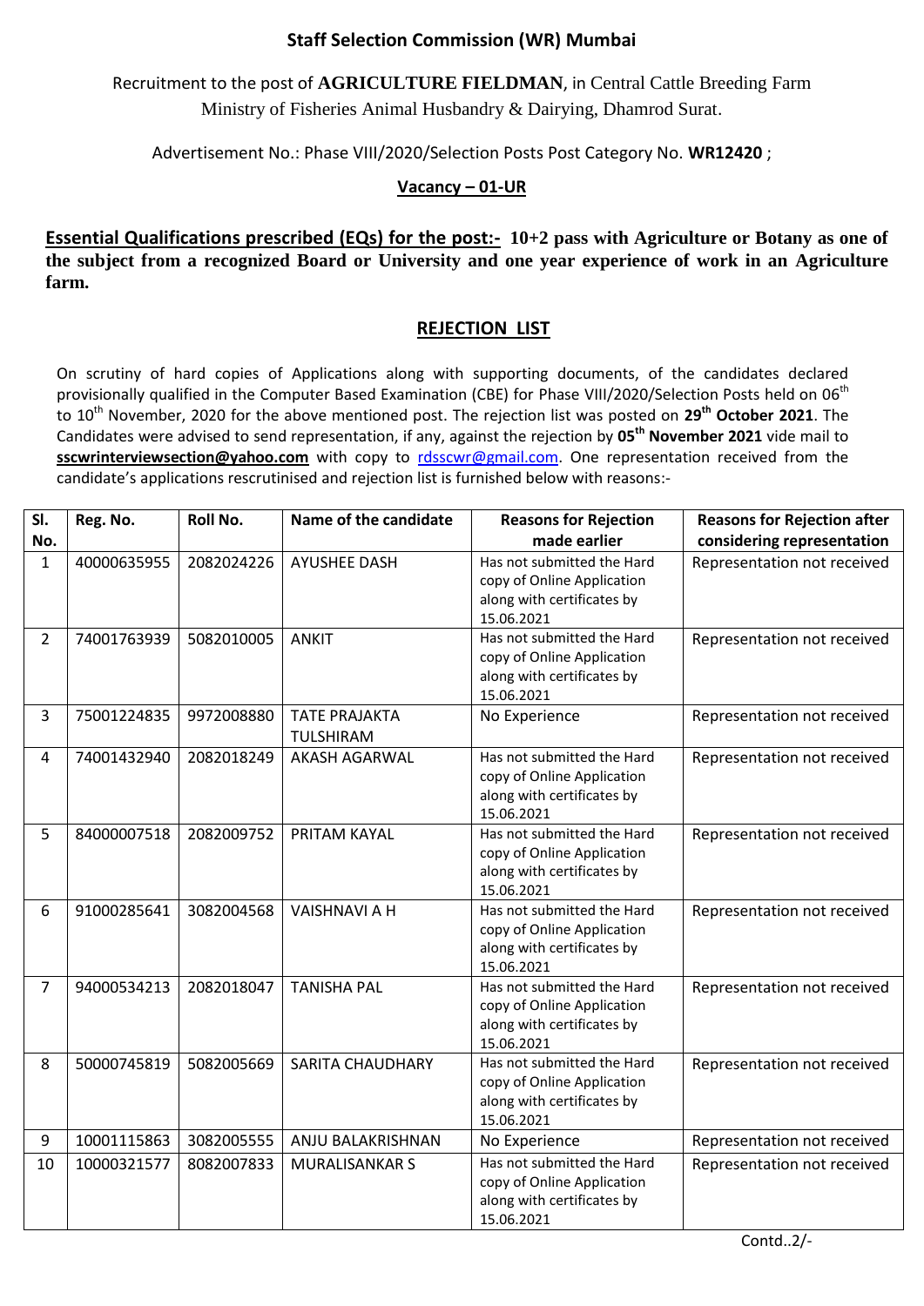**Staff Selection Commission (WR) Mumbai**

Recruitment to the post of **AGRICULTURE FIELDMAN**, in Central Cattle Breeding Farm Ministry of Fisheries Animal Husbandry & Dairying, Dhamrod Surat.

Advertisement No.: Phase VIII/2020/Selection Posts Post Category No. **WR12420** ;

**Vacancy – 01-UR**

**Essential Qualifications prescribed (EQs) for the post:- 10+2 pass with Agriculture or Botany as one of the subject from a recognized Board or University and one year experience of work in an Agriculture farm.**

## REJECTION LIST

On scrutiny of hard copies of Applications along with supporting documents, of the candidates declared provisionally qualified in the Computer Based Examination (CBE) for Phase VIII/2020/Selection Posts held on 06th to 10th November, 2020 for the above mentioned post. The rejection list was posted on **29th October 2021**. The Candidates were advised to send representation, if any, against the rejection by **05th November 2021** vide mail to **sscwrinterviewsection@yahoo.com** with copy to rdsscwr@gmail.com. One representation received from the candidate's applications rescrutinised and rejection list is furnished below with reasons:-

| Sl. No. | Reg. No. | Roll No. | Name of the candidate | Reasons for Rejection made earlier | Reasons for Rejection after considering representation |
|---|---|---|---|---|---|
| 1 | 40000635955 | 2082024226 | AYUSHEE DASH | Has not submitted the Hard copy of Online Application along with certificates by 15.06.2021 | Representation not received |
| 2 | 74001763939 | 5082010005 | ANKIT | Has not submitted the Hard copy of Online Application along with certificates by 15.06.2021 | Representation not received |
| 3 | 75001224835 | 9972008880 | TATE PRAJAKTA TULSHIRAM | No Experience | Representation not received |
| 4 | 74001432940 | 2082018249 | AKASH AGARWAL | Has not submitted the Hard copy of Online Application along with certificates by 15.06.2021 | Representation not received |
| 5 | 84000007518 | 2082009752 | PRITAM KAYAL | Has not submitted the Hard copy of Online Application along with certificates by 15.06.2021 | Representation not received |
| 6 | 91000285641 | 3082004568 | VAISHNAVI A H | Has not submitted the Hard copy of Online Application along with certificates by 15.06.2021 | Representation not received |
| 7 | 94000534213 | 2082018047 | TANISHA PAL | Has not submitted the Hard copy of Online Application along with certificates by 15.06.2021 | Representation not received |
| 8 | 50000745819 | 5082005669 | SARITA CHAUDHARY | Has not submitted the Hard copy of Online Application along with certificates by 15.06.2021 | Representation not received |
| 9 | 10001115863 | 3082005555 | ANJU BALAKRISHNAN | No Experience | Representation not received |
| 10 | 10000321577 | 8082007833 | MURALISANKAR S | Has not submitted the Hard copy of Online Application along with certificates by 15.06.2021 | Representation not received |

Contd..2/-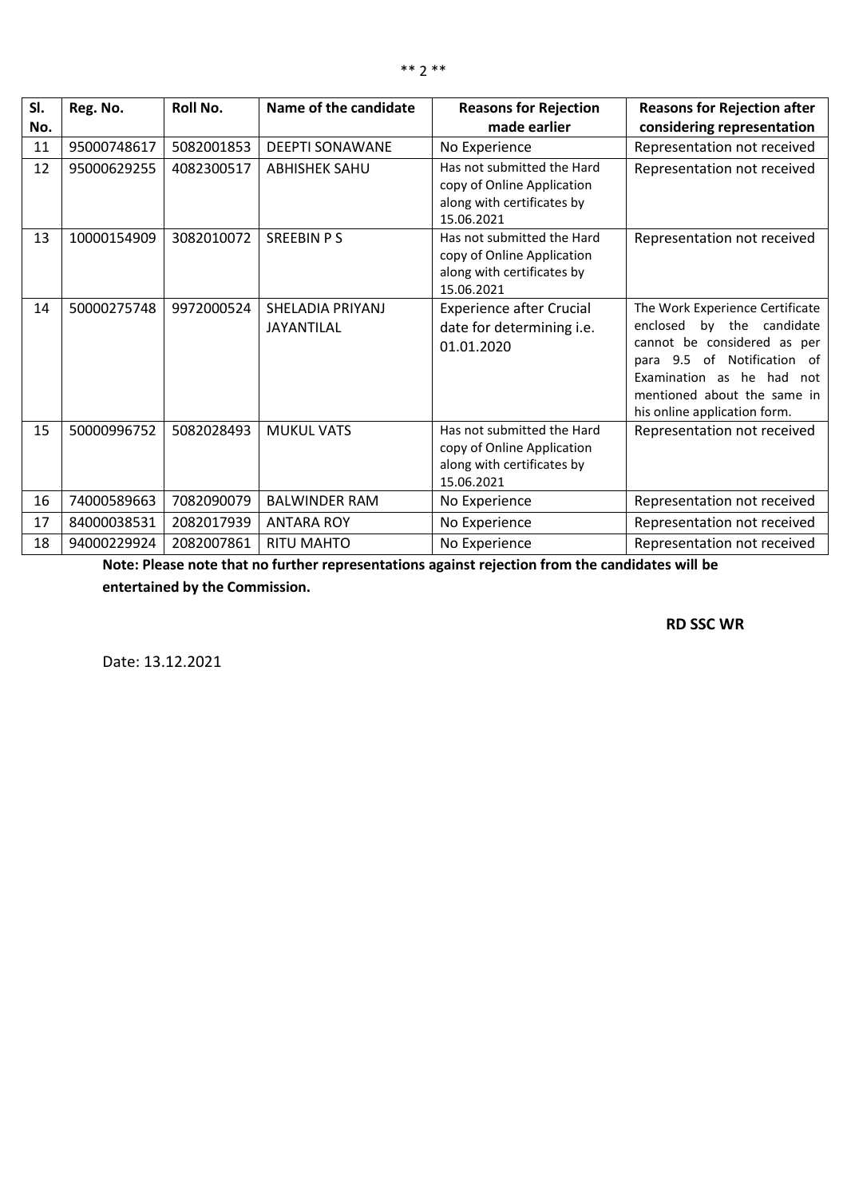| Sl. No. | Reg. No. | Roll No. | Name of the candidate | Reasons for Rejection made earlier | Reasons for Rejection after considering representation |
|---|---|---|---|---|---|
| 11 | 95000748617 | 5082001853 | DEEPTI SONAWANE | No Experience | Representation not received |
| 12 | 95000629255 | 4082300517 | ABHISHEK SAHU | Has not submitted the Hard copy of Online Application along with certificates by 15.06.2021 | Representation not received |
| 13 | 10000154909 | 3082010072 | SREEBIN P S | Has not submitted the Hard copy of Online Application along with certificates by 15.06.2021 | Representation not received |
| 14 | 50000275748 | 9972000524 | SHELADIA PRIYANJ JAYANTILAL | Experience after Crucial date for determining i.e. 01.01.2020 | The Work Experience Certificate enclosed by the candidate cannot be considered as per para 9.5 of Notification of Examination as he had not mentioned about the same in his online application form. |
| 15 | 50000996752 | 5082028493 | MUKUL VATS | Has not submitted the Hard copy of Online Application along with certificates by 15.06.2021 | Representation not received |
| 16 | 74000589663 | 7082090079 | BALWINDER RAM | No Experience | Representation not received |
| 17 | 84000038531 | 2082017939 | ANTARA ROY | No Experience | Representation not received |
| 18 | 94000229924 | 2082007861 | RITU MAHTO | No Experience | Representation not received |

**Note: Please note that no further representations against rejection from the candidates will be entertained by the Commission.**

**RD SSC WR**

Date: 13.12.2021